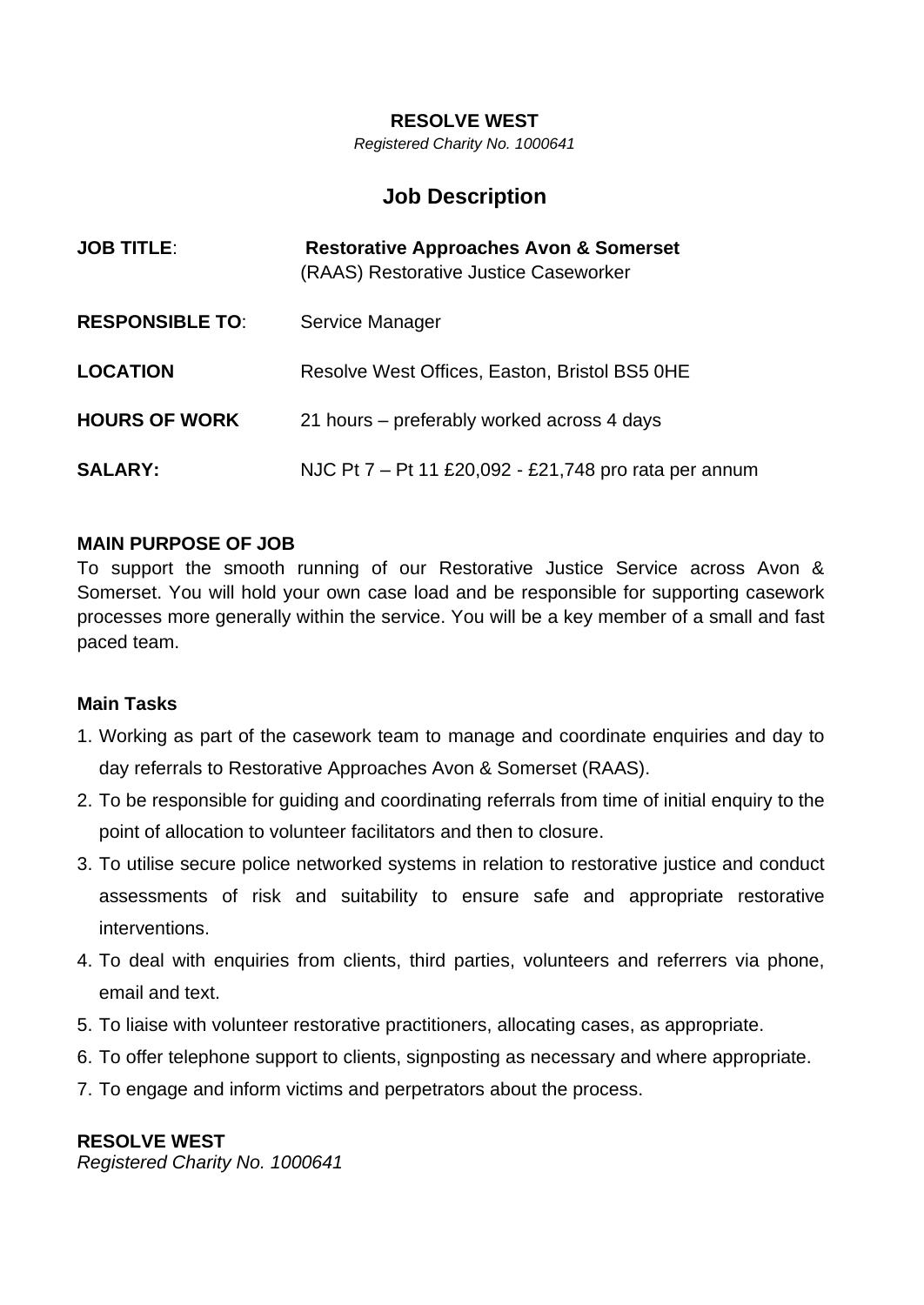**RESOLVE WEST**

*Registered Charity No. 1000641*

# Job Description

| | |
|---|---|
| **JOB TITLE**: | **Restorative Approaches Avon & Somerset** (RAAS) Restorative Justice Caseworker |
| **RESPONSIBLE TO**: | Service Manager |
| **LOCATION** | Resolve West Offices, Easton, Bristol BS5 0HE |
| **HOURS OF WORK** | 21 hours – preferably worked across 4 days |
| **SALARY:** | NJC Pt 7 – Pt 11 £20,092 - £21,748 pro rata per annum |

**MAIN PURPOSE OF JOB**

To support the smooth running of our Restorative Justice Service across Avon & Somerset. You will hold your own case load and be responsible for supporting casework processes more generally within the service. You will be a key member of a small and fast paced team.

**Main Tasks**

1. Working as part of the casework team to manage and coordinate enquiries and day to day referrals to Restorative Approaches Avon & Somerset (RAAS).
2. To be responsible for guiding and coordinating referrals from time of initial enquiry to the point of allocation to volunteer facilitators and then to closure.
3. To utilise secure police networked systems in relation to restorative justice and conduct assessments of risk and suitability to ensure safe and appropriate restorative interventions.
4. To deal with enquiries from clients, third parties, volunteers and referrers via phone, email and text.
5. To liaise with volunteer restorative practitioners, allocating cases, as appropriate.
6. To offer telephone support to clients, signposting as necessary and where appropriate.
7. To engage and inform victims and perpetrators about the process.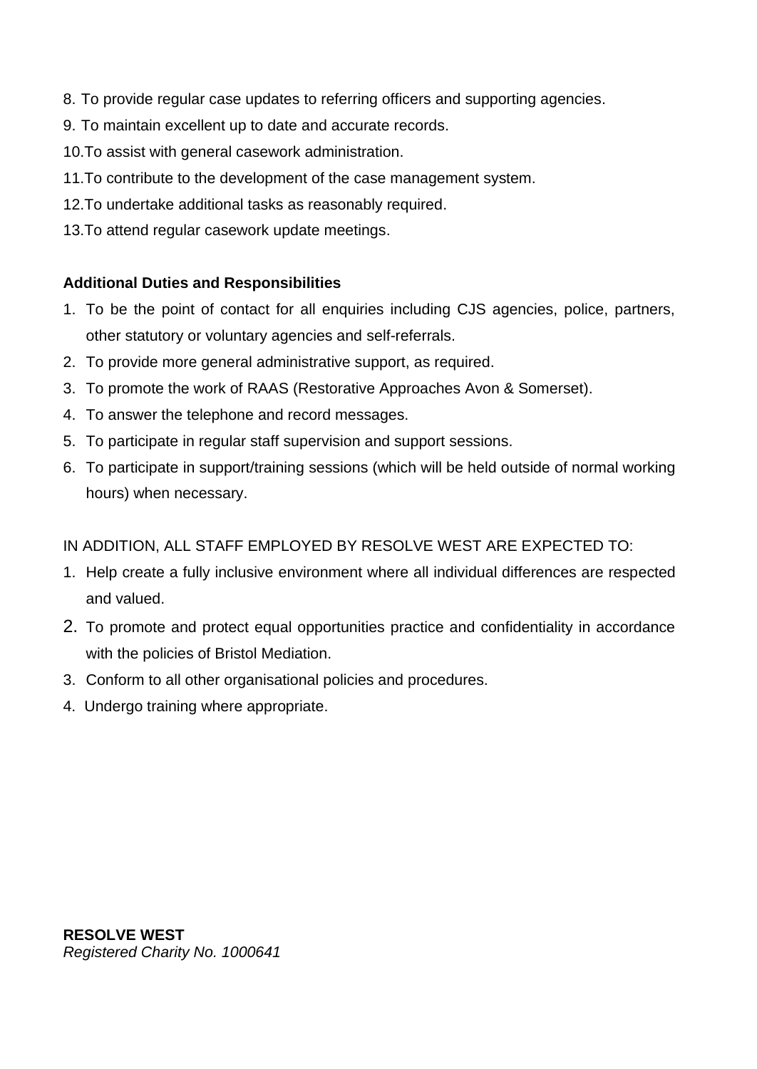8. To provide regular case updates to referring officers and supporting agencies.
9. To maintain excellent up to date and accurate records.
10. To assist with general casework administration.
11. To contribute to the development of the case management system.
12. To undertake additional tasks as reasonably required.
13. To attend regular casework update meetings.

**Additional Duties and Responsibilities**

1. To be the point of contact for all enquiries including CJS agencies, police, partners, other statutory or voluntary agencies and self-referrals.
2. To provide more general administrative support, as required.
3. To promote the work of RAAS (Restorative Approaches Avon & Somerset).
4. To answer the telephone and record messages.
5. To participate in regular staff supervision and support sessions.
6. To participate in support/training sessions (which will be held outside of normal working hours) when necessary.

IN ADDITION, ALL STAFF EMPLOYED BY RESOLVE WEST ARE EXPECTED TO:

1. Help create a fully inclusive environment where all individual differences are respected and valued.
2. To promote and protect equal opportunities practice and confidentiality in accordance with the policies of Bristol Mediation.
3. Conform to all other organisational policies and procedures.
4. Undergo training where appropriate.

**RESOLVE WEST**
*Registered Charity No. 1000641*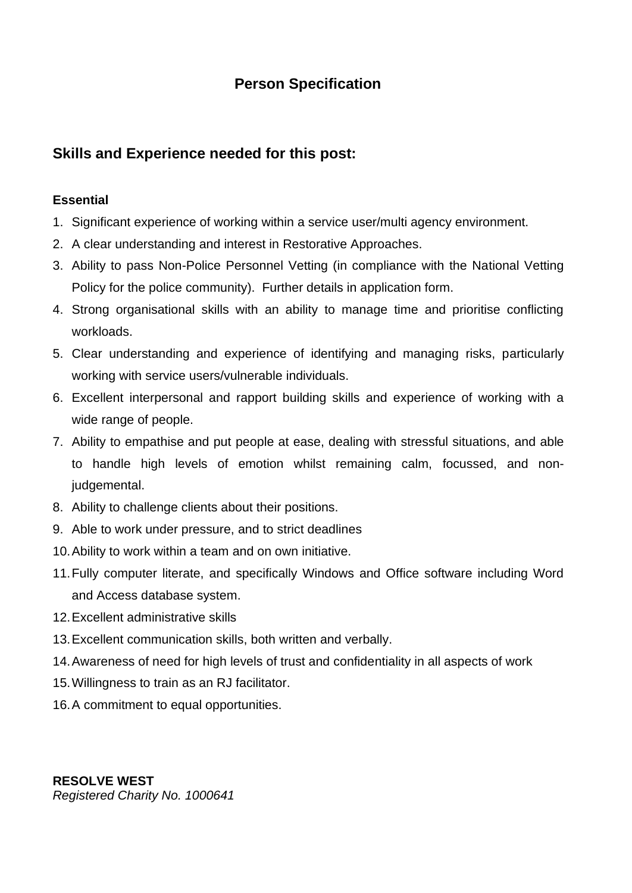# Person Specification

## Skills and Experience needed for this post:

**Essential**

1. Significant experience of working within a service user/multi agency environment.
2. A clear understanding and interest in Restorative Approaches.
3. Ability to pass Non-Police Personnel Vetting (in compliance with the National Vetting Policy for the police community). Further details in application form.
4. Strong organisational skills with an ability to manage time and prioritise conflicting workloads.
5. Clear understanding and experience of identifying and managing risks, particularly working with service users/vulnerable individuals.
6. Excellent interpersonal and rapport building skills and experience of working with a wide range of people.
7. Ability to empathise and put people at ease, dealing with stressful situations, and able to handle high levels of emotion whilst remaining calm, focussed, and non-judgemental.
8. Ability to challenge clients about their positions.
9. Able to work under pressure, and to strict deadlines
10. Ability to work within a team and on own initiative.
11. Fully computer literate, and specifically Windows and Office software including Word and Access database system.
12. Excellent administrative skills
13. Excellent communication skills, both written and verbally.
14. Awareness of need for high levels of trust and confidentiality in all aspects of work
15. Willingness to train as an RJ facilitator.
16. A commitment to equal opportunities.

**RESOLVE WEST**
*Registered Charity No. 1000641*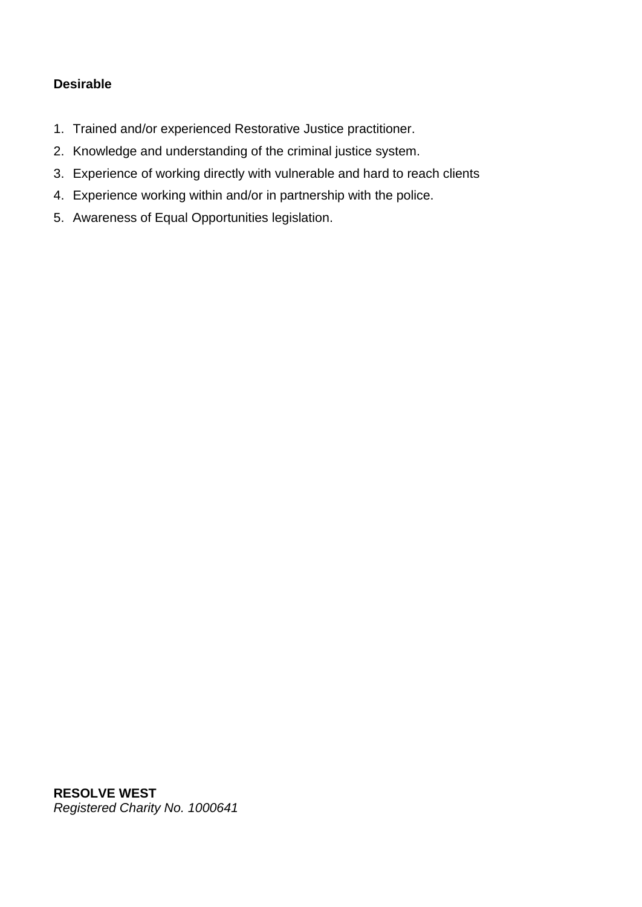**Desirable**

1. Trained and/or experienced Restorative Justice practitioner.
2. Knowledge and understanding of the criminal justice system.
3. Experience of working directly with vulnerable and hard to reach clients
4. Experience working within and/or in partnership with the police.
5. Awareness of Equal Opportunities legislation.

**RESOLVE WEST**
*Registered Charity No. 1000641*